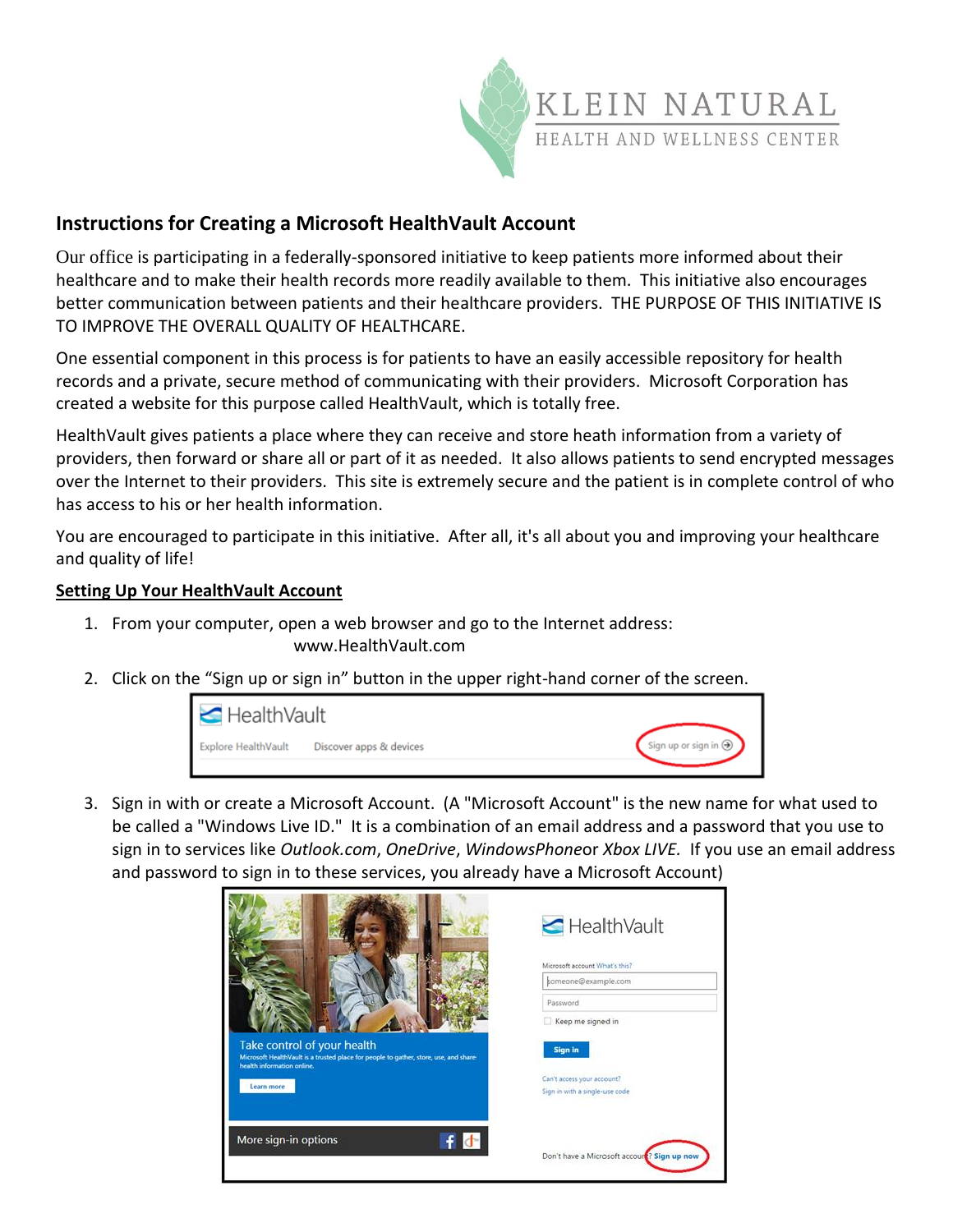KLEIN NATURAL
HEALTH AND WELLNESS CENTER

## Instructions for Creating a Microsoft HealthVault Account

Our office is participating in a federally-sponsored initiative to keep patients more informed about their healthcare and to make their health records more readily available to them. This initiative also encourages better communication between patients and their healthcare providers. THE PURPOSE OF THIS INITIATIVE IS TO IMPROVE THE OVERALL QUALITY OF HEALTHCARE.

One essential component in this process is for patients to have an easily accessible repository for health records and a private, secure method of communicating with their providers. Microsoft Corporation has created a website for this purpose called HealthVault, which is totally free.

HealthVault gives patients a place where they can receive and store heath information from a variety of providers, then forward or share all or part of it as needed. It also allows patients to send encrypted messages over the Internet to their providers. This site is extremely secure and the patient is in complete control of who has access to his or her health information.

You are encouraged to participate in this initiative. After all, it's all about you and improving your healthcare and quality of life!

**Setting Up Your HealthVault Account**

1. From your computer, open a web browser and go to the Internet address: www.HealthVault.com
2. Click on the "Sign up or sign in" button in the upper right-hand corner of the screen.
3. Sign in with or create a Microsoft Account. (A "Microsoft Account" is the new name for what used to be called a "Windows Live ID." It is a combination of an email address and a password that you use to sign in to services like *Outlook.com*, *OneDrive*, *WindowsPhone*or *Xbox LIVE.* If you use an email address and password to sign in to these services, you already have a Microsoft Account)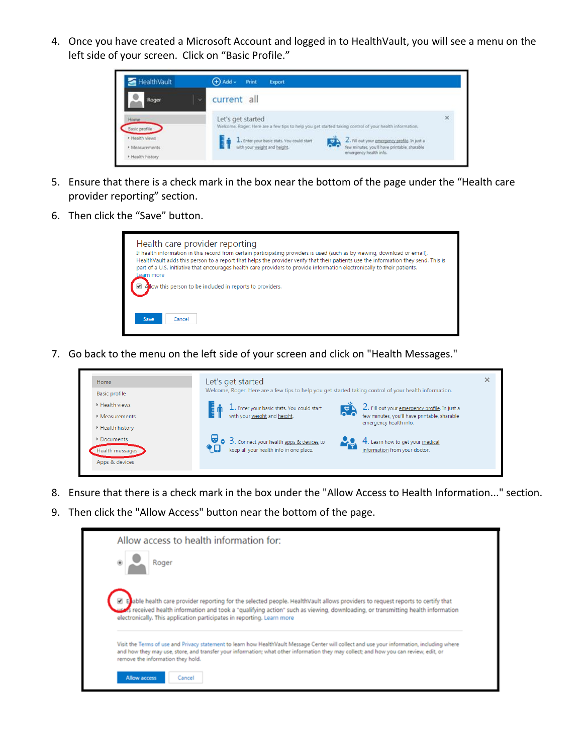4. Once you have created a Microsoft Account and logged in to HealthVault, you will see a menu on the left side of your screen. Click on "Basic Profile."

5. Ensure that there is a check mark in the box near the bottom of the page under the "Health care provider reporting" section.

6. Then click the "Save" button.

7. Go back to the menu on the left side of your screen and click on "Health Messages."

8. Ensure that there is a check mark in the box under the "Allow Access to Health Information..." section.

9. Then click the "Allow Access" button near the bottom of the page.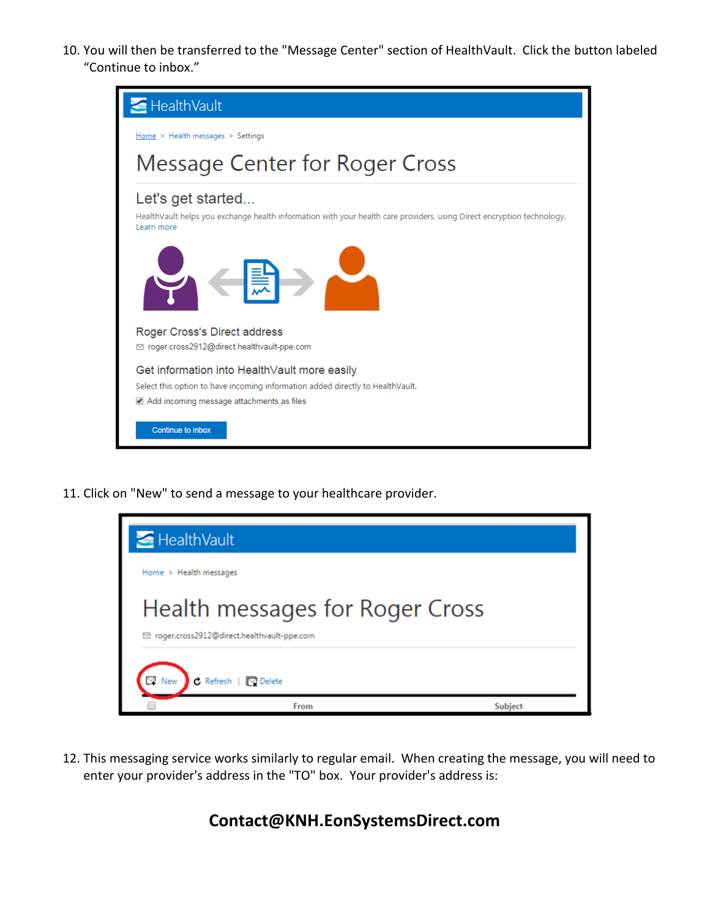10. You will then be transferred to the "Message Center" section of HealthVault. Click the button labeled "Continue to inbox."

11. Click on "New" to send a message to your healthcare provider.

12. This messaging service works similarly to regular email. When creating the message, you will need to enter your provider's address in the "TO" box. Your provider's address is:

**Contact@KNH.EonSystemsDirect.com**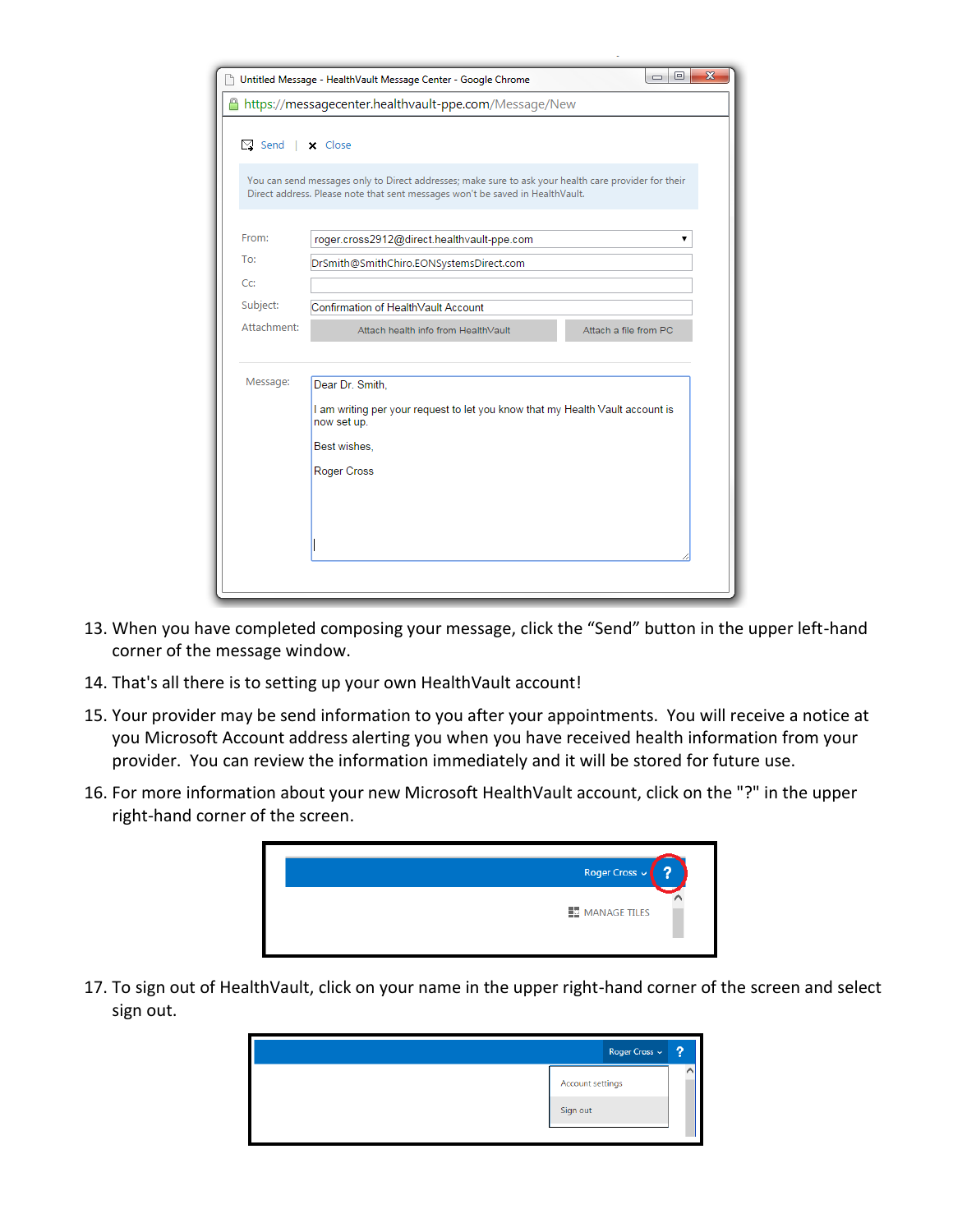13. When you have completed composing your message, click the "Send" button in the upper left-hand corner of the message window.

14. That's all there is to setting up your own HealthVault account!

15. Your provider may be send information to you after your appointments. You will receive a notice at you Microsoft Account address alerting you when you have received health information from your provider. You can review the information immediately and it will be stored for future use.

16. For more information about your new Microsoft HealthVault account, click on the "?" in the upper right-hand corner of the screen.

17. To sign out of HealthVault, click on your name in the upper right-hand corner of the screen and select sign out.